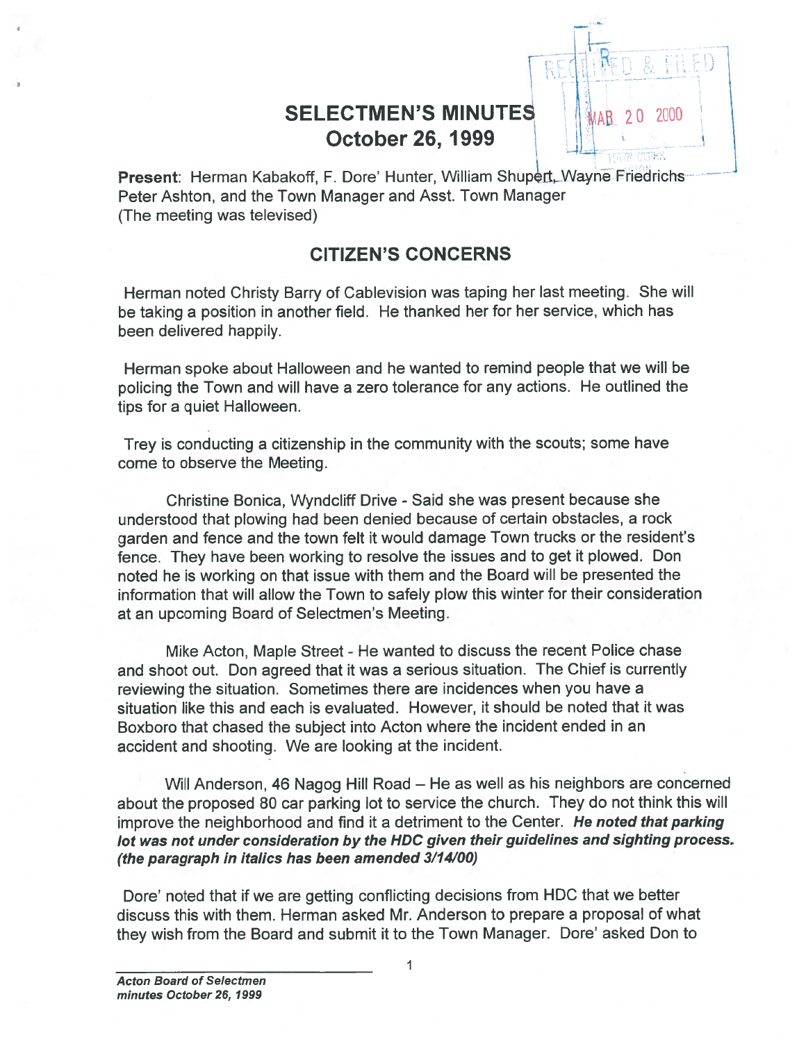# SELECTMEN'S MINUTES
# October 26, 1999

**Present**: Herman Kabakoff, F. Dore' Hunter, William Shupert, Wayne Friedrichs Peter Ashton, and the Town Manager and Asst. Town Manager
(The meeting was televised)

## CITIZEN'S CONCERNS

Herman noted Christy Barry of Cablevision was taping her last meeting. She will be taking a position in another field. He thanked her for her service, which has been delivered happily.

Herman spoke about Halloween and he wanted to remind people that we will be policing the Town and will have a zero tolerance for any actions. He outlined the tips for a quiet Halloween.

Trey is conducting a citizenship in the community with the scouts; some have come to observe the Meeting.

Christine Bonica, Wyndcliff Drive - Said she was present because she understood that plowing had been denied because of certain obstacles, a rock garden and fence and the town felt it would damage Town trucks or the resident's fence. They have been working to resolve the issues and to get it plowed. Don noted he is working on that issue with them and the Board will be presented the information that will allow the Town to safely plow this winter for their consideration at an upcoming Board of Selectmen's Meeting.

Mike Acton, Maple Street - He wanted to discuss the recent Police chase and shoot out. Don agreed that it was a serious situation. The Chief is currently reviewing the situation. Sometimes there are incidences when you have a situation like this and each is evaluated. However, it should be noted that it was Boxboro that chased the subject into Acton where the incident ended in an accident and shooting. We are looking at the incident.

Will Anderson, 46 Nagog Hill Road – He as well as his neighbors are concerned about the proposed 80 car parking lot to service the church. They do not think this will improve the neighborhood and find it a detriment to the Center. ***He noted that parking lot was not under consideration by the HDC given their guidelines and sighting process. (the paragraph in italics has been amended 3/14/00)***

Dore' noted that if we are getting conflicting decisions from HDC that we better discuss this with them. Herman asked Mr. Anderson to prepare a proposal of what they wish from the Board and submit it to the Town Manager. Dore' asked Don to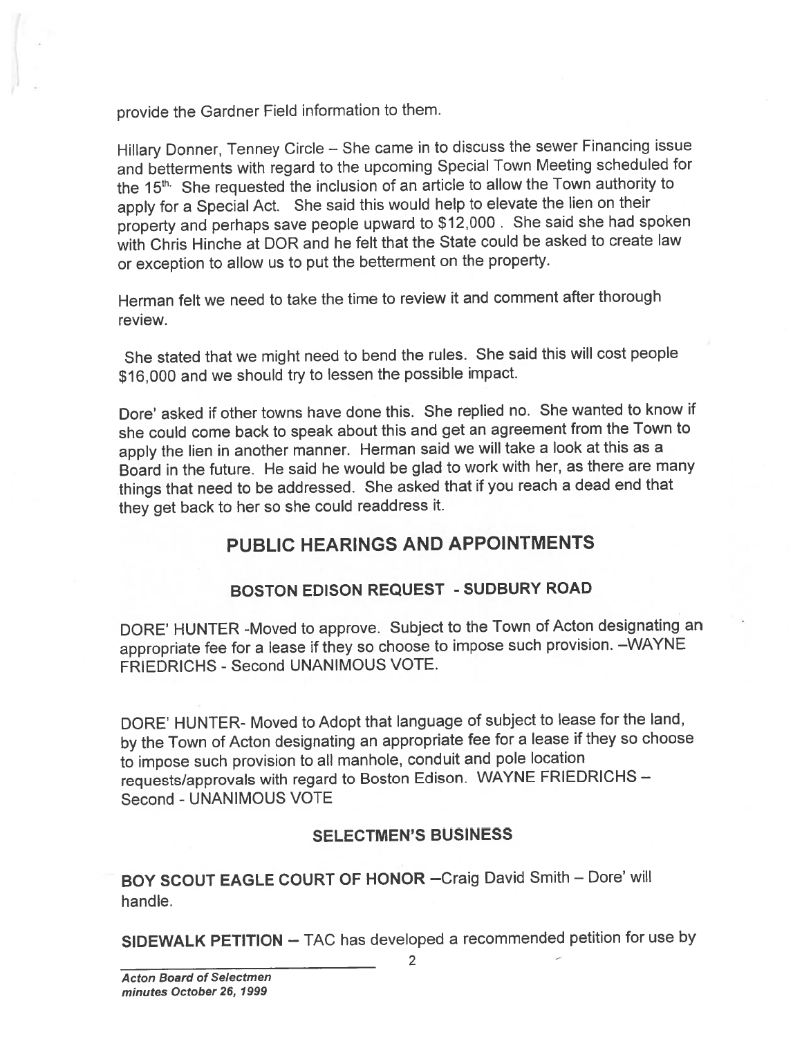provide the Gardner Field information to them.

Hillary Donner, Tenney Circle – She came in to discuss the sewer Financing issue and betterments with regard to the upcoming Special Town Meeting scheduled for the 15th. She requested the inclusion of an article to allow the Town authority to apply for a Special Act. She said this would help to elevate the lien on their property and perhaps save people upward to $12,000 . She said she had spoken with Chris Hinche at DOR and he felt that the State could be asked to create law or exception to allow us to put the betterment on the property.

Herman felt we need to take the time to review it and comment after thorough review.

She stated that we might need to bend the rules. She said this will cost people $16,000 and we should try to lessen the possible impact.

Dore' asked if other towns have done this. She replied no. She wanted to know if she could come back to speak about this and get an agreement from the Town to apply the lien in another manner. Herman said we will take a look at this as a Board in the future. He said he would be glad to work with her, as there are many things that need to be addressed. She asked that if you reach a dead end that they get back to her so she could readdress it.

## PUBLIC HEARINGS AND APPOINTMENTS

### BOSTON EDISON REQUEST - SUDBURY ROAD

DORE' HUNTER -Moved to approve. Subject to the Town of Acton designating an appropriate fee for a lease if they so choose to impose such provision. –WAYNE FRIEDRICHS - Second UNANIMOUS VOTE.

DORE' HUNTER- Moved to Adopt that language of subject to lease for the land, by the Town of Acton designating an appropriate fee for a lease if they so choose to impose such provision to all manhole, conduit and pole location requests/approvals with regard to Boston Edison. WAYNE FRIEDRICHS – Second - UNANIMOUS VOTE

### SELECTMEN'S BUSINESS

**BOY SCOUT EAGLE COURT OF HONOR** –Craig David Smith – Dore' will handle.

**SIDEWALK PETITION** – TAC has developed a recommended petition for use by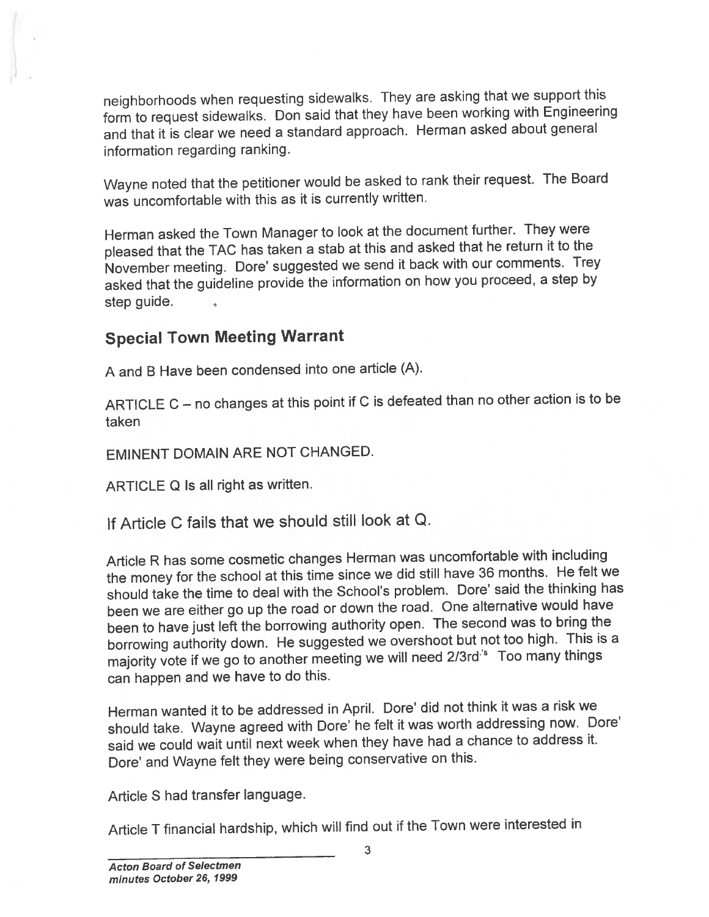neighborhoods when requesting sidewalks. They are asking that we support this form to request sidewalks. Don said that they have been working with Engineering and that it is clear we need a standard approach. Herman asked about general information regarding ranking.

Wayne noted that the petitioner would be asked to rank their request. The Board was uncomfortable with this as it is currently written.

Herman asked the Town Manager to look at the document further. They were pleased that the TAC has taken a stab at this and asked that he return it to the November meeting. Dore' suggested we send it back with our comments. Trey asked that the guideline provide the information on how you proceed, a step by step guide.

## Special Town Meeting Warrant

A and B Have been condensed into one article (A).

ARTICLE C – no changes at this point if C is defeated than no other action is to be taken

EMINENT DOMAIN ARE NOT CHANGED.

ARTICLE Q Is all right as written.

If Article C fails that we should still look at Q.

Article R has some cosmetic changes Herman was uncomfortable with including the money for the school at this time since we did still have 36 months. He felt we should take the time to deal with the School's problem. Dore' said the thinking has been we are either go up the road or down the road. One alternative would have been to have just left the borrowing authority open. The second was to bring the borrowing authority down. He suggested we overshoot but not too high. This is a majority vote if we go to another meeting we will need 2/3rd's Too many things can happen and we have to do this.

Herman wanted it to be addressed in April. Dore' did not think it was a risk we should take. Wayne agreed with Dore' he felt it was worth addressing now. Dore' said we could wait until next week when they have had a chance to address it. Dore' and Wayne felt they were being conservative on this.

Article S had transfer language.

Article T financial hardship, which will find out if the Town were interested in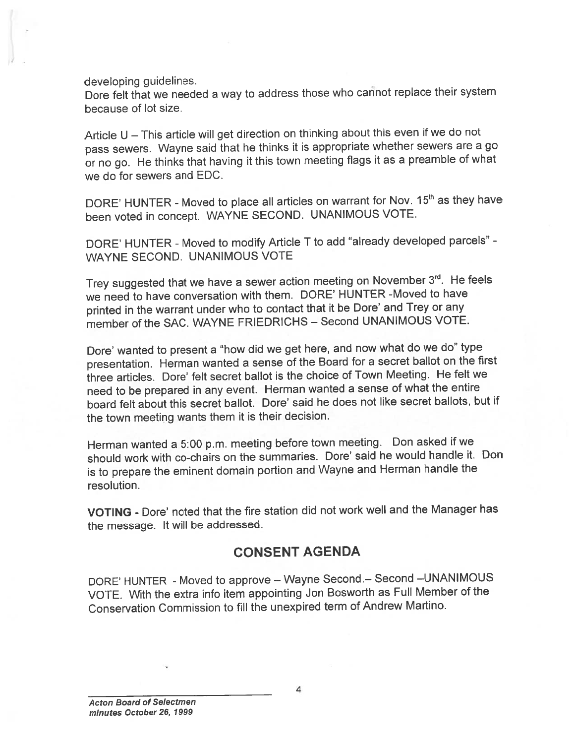developing guidelines.
Dore felt that we needed a way to address those who cannot replace their system because of lot size.

Article U – This article will get direction on thinking about this even if we do not pass sewers. Wayne said that he thinks it is appropriate whether sewers are a go or no go. He thinks that having it this town meeting flags it as a preamble of what we do for sewers and EDC.

DORE' HUNTER - Moved to place all articles on warrant for Nov. 15th as they have been voted in concept. WAYNE SECOND. UNANIMOUS VOTE.

DORE' HUNTER - Moved to modify Article T to add "already developed parcels" - WAYNE SECOND. UNANIMOUS VOTE

Trey suggested that we have a sewer action meeting on November 3rd. He feels we need to have conversation with them. DORE' HUNTER -Moved to have printed in the warrant under who to contact that it be Dore' and Trey or any member of the SAC. WAYNE FRIEDRICHS – Second UNANIMOUS VOTE.

Dore' wanted to present a "how did we get here, and now what do we do" type presentation. Herman wanted a sense of the Board for a secret ballot on the first three articles. Dore' felt secret ballot is the choice of Town Meeting. He felt we need to be prepared in any event. Herman wanted a sense of what the entire board felt about this secret ballot. Dore' said he does not like secret ballots, but if the town meeting wants them it is their decision.

Herman wanted a 5:00 p.m. meeting before town meeting. Don asked if we should work with co-chairs on the summaries. Dore' said he would handle it. Don is to prepare the eminent domain portion and Wayne and Herman handle the resolution.

**VOTING** - Dore' noted that the fire station did not work well and the Manager has the message. It will be addressed.

## CONSENT AGENDA

DORE' HUNTER - Moved to approve – Wayne Second.– Second –UNANIMOUS VOTE. With the extra info item appointing Jon Bosworth as Full Member of the Conservation Commission to fill the unexpired term of Andrew Martino.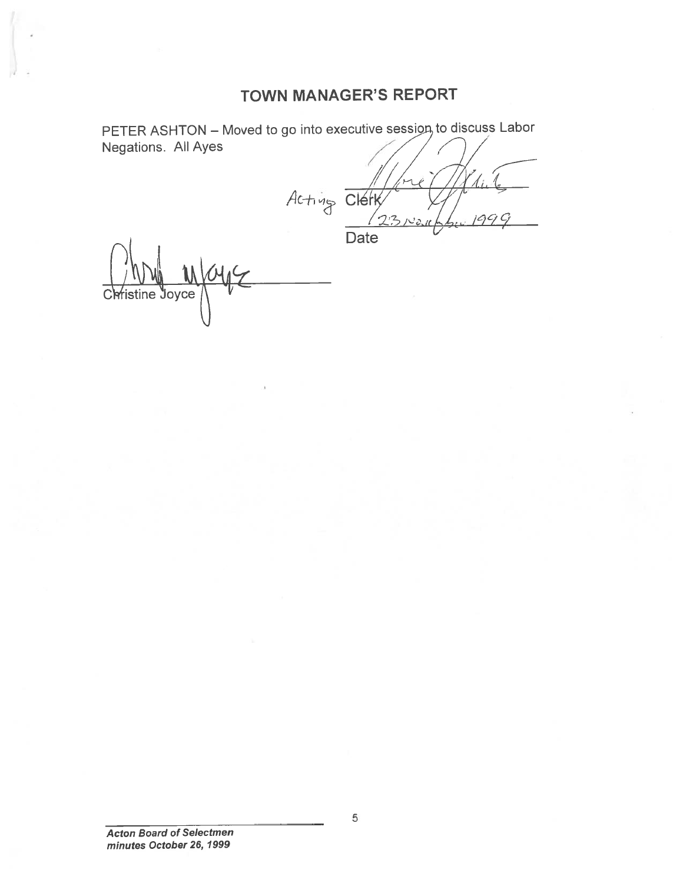## TOWN MANAGER'S REPORT

PETER ASHTON – Moved to go into executive session to discuss Labor Negations. All Ayes

Acting Clerk

23 November 1999

Date

Christine Joyce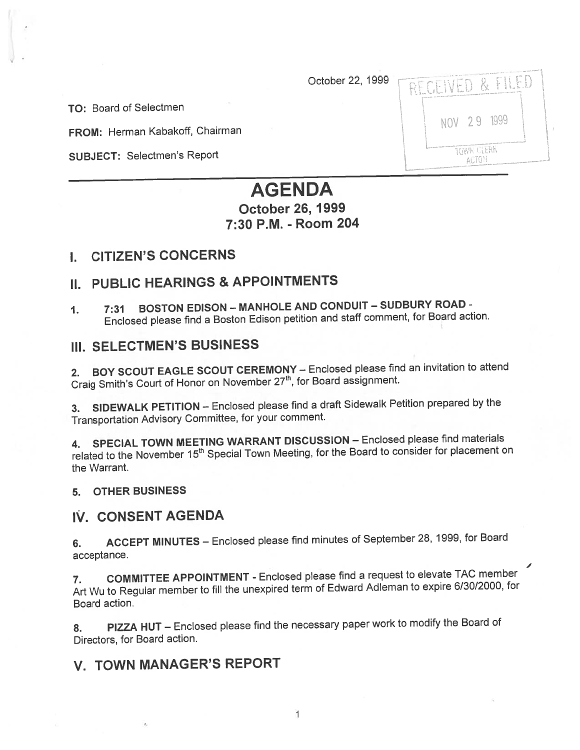October 22, 1999

RECEIVED & FILED
NOV 29 1999
TOWN CLERK
ACTON

**TO:** Board of Selectmen

**FROM:** Herman Kabakoff, Chairman

**SUBJECT:** Selectmen's Report

---

# AGENDA

## October 26, 1999
## 7:30 P.M. - Room 204

## I. CITIZEN'S CONCERNS

## II. PUBLIC HEARINGS & APPOINTMENTS

1. **7:31 BOSTON EDISON – MANHOLE AND CONDUIT – SUDBURY ROAD** - Enclosed please find a Boston Edison petition and staff comment, for Board action.

## III. SELECTMEN'S BUSINESS

2. **BOY SCOUT EAGLE SCOUT CEREMONY** – Enclosed please find an invitation to attend Craig Smith's Court of Honor on November 27th, for Board assignment.

3. **SIDEWALK PETITION** – Enclosed please find a draft Sidewalk Petition prepared by the Transportation Advisory Committee, for your comment.

4. **SPECIAL TOWN MEETING WARRANT DISCUSSION** – Enclosed please find materials related to the November 15th Special Town Meeting, for the Board to consider for placement on the Warrant.

5. **OTHER BUSINESS**

## IV. CONSENT AGENDA

6. **ACCEPT MINUTES** – Enclosed please find minutes of September 28, 1999, for Board acceptance.

7. **COMMITTEE APPOINTMENT** - Enclosed please find a request to elevate TAC member Art Wu to Regular member to fill the unexpired term of Edward Adleman to expire 6/30/2000, for Board action.

8. **PIZZA HUT** – Enclosed please find the necessary paper work to modify the Board of Directors, for Board action.

## V. TOWN MANAGER'S REPORT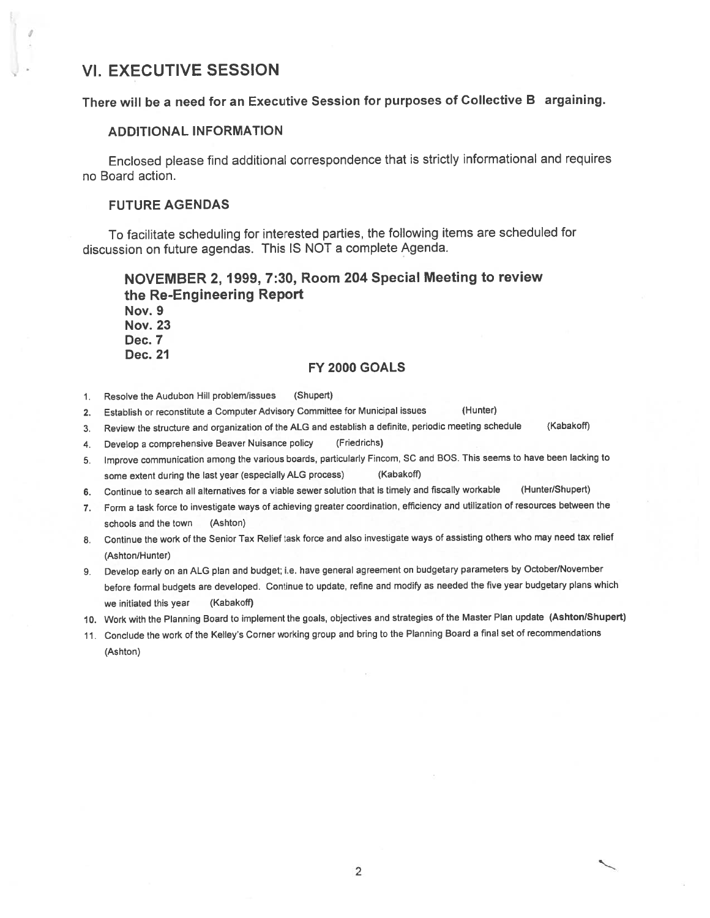## VI. EXECUTIVE SESSION

**There will be a need for an Executive Session for purposes of Collective B argaining.**

### ADDITIONAL INFORMATION

Enclosed please find additional correspondence that is strictly informational and requires no Board action.

### FUTURE AGENDAS

To facilitate scheduling for interested parties, the following items are scheduled for discussion on future agendas. This IS NOT a complete Agenda.

**NOVEMBER 2, 1999, 7:30, Room 204 Special Meeting to review the Re-Engineering Report**
**Nov. 9**
**Nov. 23**
**Dec. 7**
**Dec. 21**

### FY 2000 GOALS

1. Resolve the Audubon Hill problem/issues (Shupert)
2. Establish or reconstitute a Computer Advisory Committee for Municipal issues (Hunter)
3. Review the structure and organization of the ALG and establish a definite, periodic meeting schedule (Kabakoff)
4. Develop a comprehensive Beaver Nuisance policy (Friedrichs)
5. Improve communication among the various boards, particularly Fincom, SC and BOS. This seems to have been lacking to some extent during the last year (especially ALG process) (Kabakoff)
6. Continue to search all alternatives for a viable sewer solution that is timely and fiscally workable (Hunter/Shupert)
7. Form a task force to investigate ways of achieving greater coordination, efficiency and utilization of resources between the schools and the town (Ashton)
8. Continue the work of the Senior Tax Relief task force and also investigate ways of assisting others who may need tax relief (Ashton/Hunter)
9. Develop early on an ALG plan and budget; i.e. have general agreement on budgetary parameters by October/November before formal budgets are developed. Continue to update, refine and modify as needed the five year budgetary plans which we initiated this year (Kabakoff)
10. Work with the Planning Board to implement the goals, objectives and strategies of the Master Plan update **(Ashton/Shupert)**
11. Conclude the work of the Kelley's Corner working group and bring to the Planning Board a final set of recommendations (Ashton)